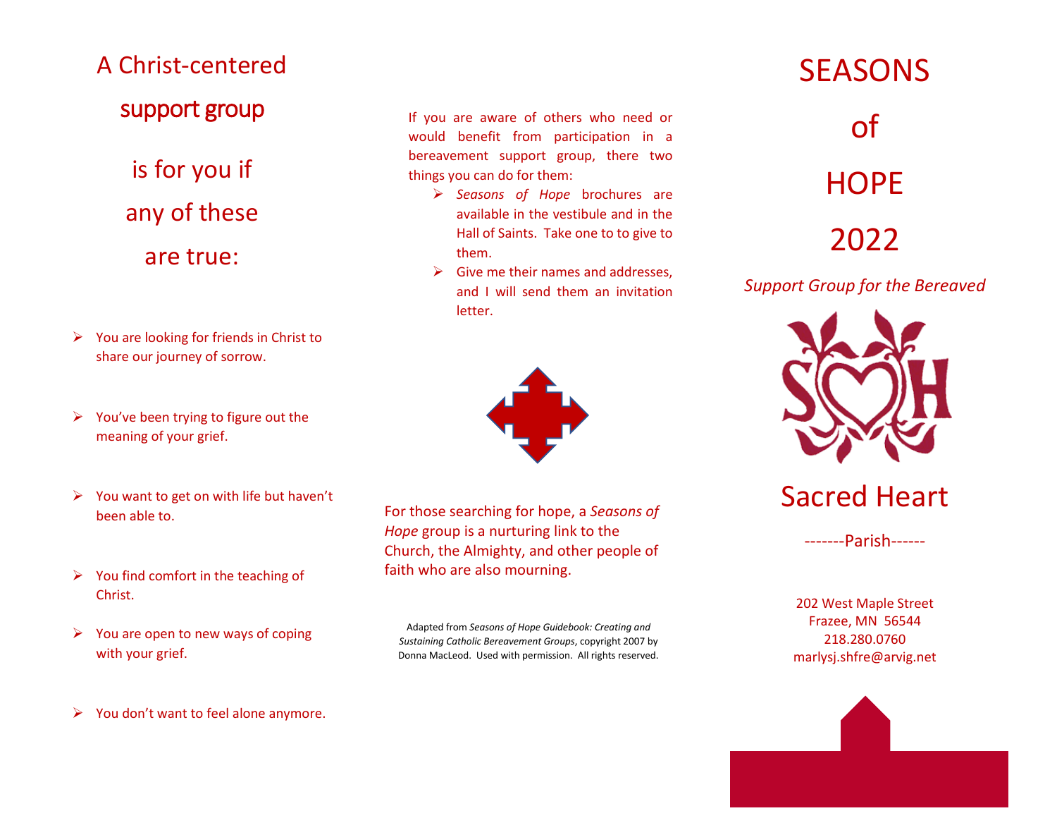# A Christ-centered support group is for you if any of these are true:

- You are looking for friends in Christ to share our journey of sorrow.
- You've been trying to figure out the meaning of your grief.
- You want to get on with life but haven't been able to.
- You find comfort in the teaching of Christ.
- You are open to new ways of coping with your grief.
- You don't want to feel alone anymore.

If you are aware of others who need or would benefit from participation in a bereavement support group, there two things you can do for them:

- *Seasons of Hope* brochures are available in the vestibule and in the Hall of Saints. Take one to to give to them.
- Give me their names and addresses, and I will send them an invitation letter.

For those searching for hope, a *Seasons of Hope* group is a nurturing link to the Church, the Almighty, and other people of faith who are also mourning.

Adapted from *Seasons of Hope Guidebook: Creating and Sustaining Catholic Bereavement Groups*, copyright 2007 by Donna MacLeod. Used with permission. All rights reserved.

# SEASONS of HOPE 2022

*Support Group for the Bereaved*

## Sacred Heart

-------Parish------

202 West Maple Street
Frazee, MN 56544
218.280.0760
marlysj.shfre@arvig.net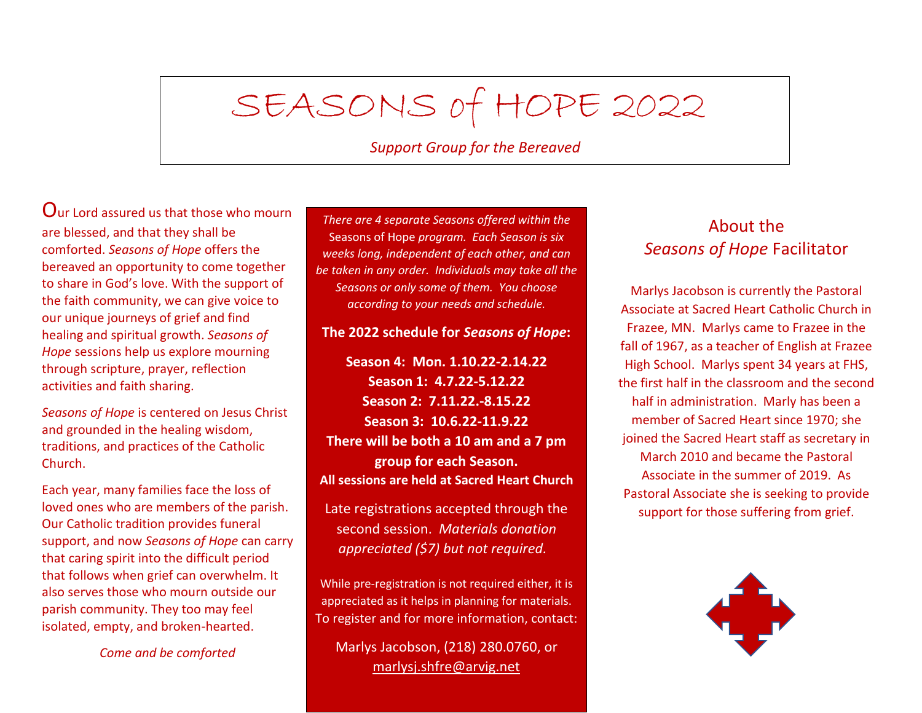# SEASONS of HOPE 2022

*Support Group for the Bereaved*

Our Lord assured us that those who mourn are blessed, and that they shall be comforted. *Seasons of Hope* offers the bereaved an opportunity to come together to share in God's love. With the support of the faith community, we can give voice to our unique journeys of grief and find healing and spiritual growth. *Seasons of Hope* sessions help us explore mourning through scripture, prayer, reflection activities and faith sharing.

*Seasons of Hope* is centered on Jesus Christ and grounded in the healing wisdom, traditions, and practices of the Catholic Church.

Each year, many families face the loss of loved ones who are members of the parish. Our Catholic tradition provides funeral support, and now *Seasons of Hope* can carry that caring spirit into the difficult period that follows when grief can overwhelm. It also serves those who mourn outside our parish community. They too may feel isolated, empty, and broken-hearted.

*Come and be comforted*

*There are 4 separate Seasons offered within the* Seasons of Hope *program. Each Season is six weeks long, independent of each other, and can be taken in any order. Individuals may take all the Seasons or only some of them. You choose according to your needs and schedule.*

**The 2022 schedule for *Seasons of Hope*:**

**Season 4: Mon. 1.10.22-2.14.22**
**Season 1: 4.7.22-5.12.22**
**Season 2: 7.11.22.-8.15.22**
**Season 3: 10.6.22-11.9.22**
**There will be both a 10 am and a 7 pm group for each Season.**
**All sessions are held at Sacred Heart Church**

Late registrations accepted through the second session. *Materials donation appreciated ($7) but not required.*

While pre-registration is not required either, it is appreciated as it helps in planning for materials. To register and for more information, contact:

Marlys Jacobson, (218) 280.0760, or marlysj.shfre@arvig.net

## About the *Seasons of Hope* Facilitator

Marlys Jacobson is currently the Pastoral Associate at Sacred Heart Catholic Church in Frazee, MN. Marlys came to Frazee in the fall of 1967, as a teacher of English at Frazee High School. Marlys spent 34 years at FHS, the first half in the classroom and the second half in administration. Marly has been a member of Sacred Heart since 1970; she joined the Sacred Heart staff as secretary in March 2010 and became the Pastoral Associate in the summer of 2019. As Pastoral Associate she is seeking to provide support for those suffering from grief.